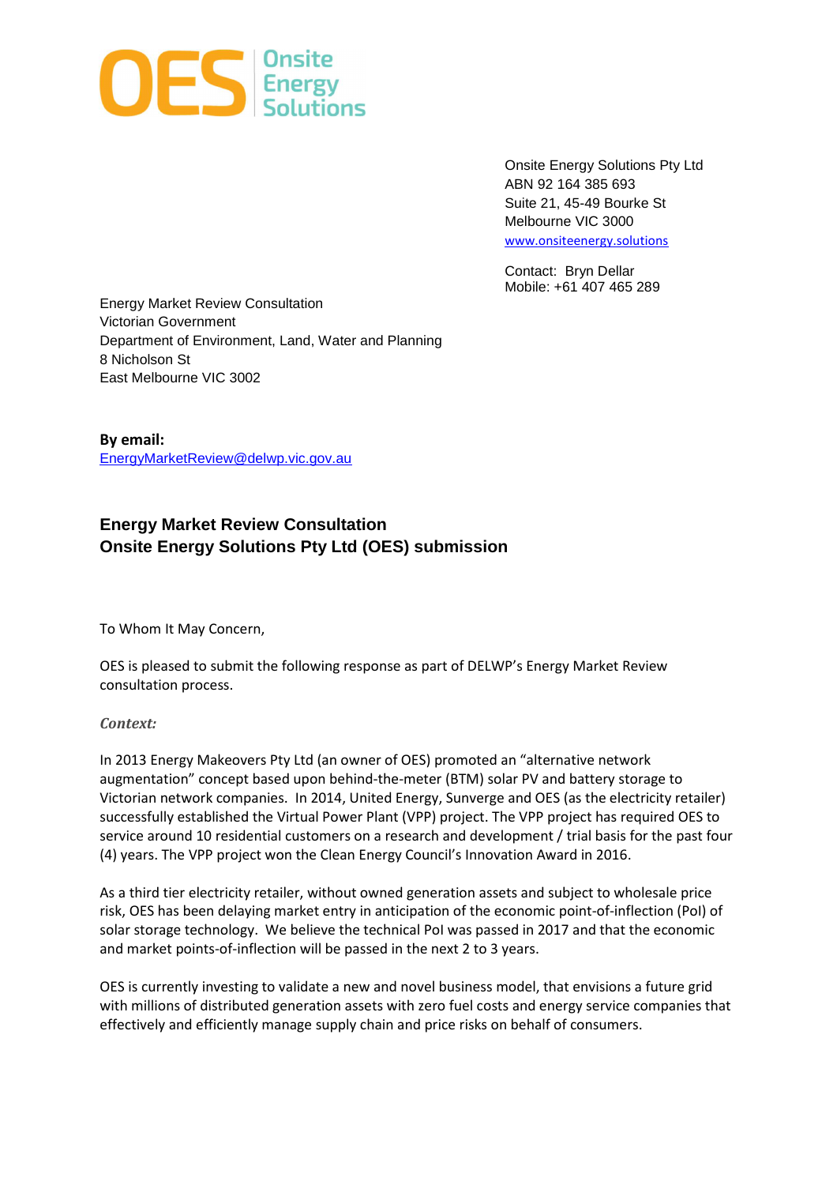**OES** Onsite Energy Solutions

Onsite Energy Solutions Pty Ltd
ABN 92 164 385 693
Suite 21, 45-49 Bourke St
Melbourne VIC 3000
www.onsiteenergy.solutions

Contact: Bryn Dellar
Mobile: +61 407 465 289

Energy Market Review Consultation
Victorian Government
Department of Environment, Land, Water and Planning
8 Nicholson St
East Melbourne VIC 3002

**By email:**
EnergyMarketReview@delwp.vic.gov.au

## Energy Market Review Consultation
## Onsite Energy Solutions Pty Ltd (OES) submission

To Whom It May Concern,

OES is pleased to submit the following response as part of DELWP's Energy Market Review consultation process.

***Context:***

In 2013 Energy Makeovers Pty Ltd (an owner of OES) promoted an "alternative network augmentation" concept based upon behind-the-meter (BTM) solar PV and battery storage to Victorian network companies. In 2014, United Energy, Sunverge and OES (as the electricity retailer) successfully established the Virtual Power Plant (VPP) project. The VPP project has required OES to service around 10 residential customers on a research and development / trial basis for the past four (4) years. The VPP project won the Clean Energy Council's Innovation Award in 2016.

As a third tier electricity retailer, without owned generation assets and subject to wholesale price risk, OES has been delaying market entry in anticipation of the economic point-of-inflection (PoI) of solar storage technology. We believe the technical PoI was passed in 2017 and that the economic and market points-of-inflection will be passed in the next 2 to 3 years.

OES is currently investing to validate a new and novel business model, that envisions a future grid with millions of distributed generation assets with zero fuel costs and energy service companies that effectively and efficiently manage supply chain and price risks on behalf of consumers.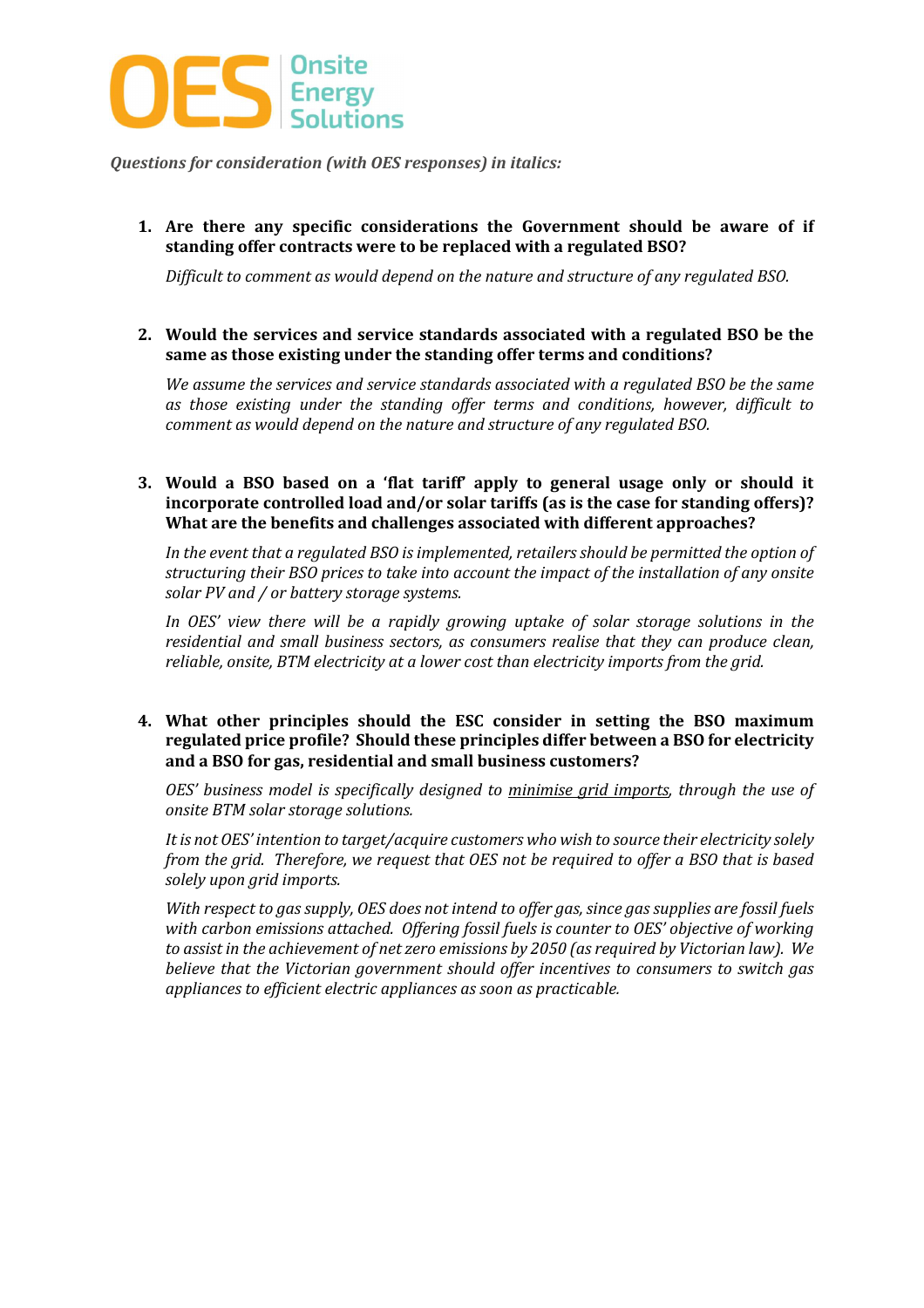**OES** Onsite Energy Solutions

***Questions for consideration (with OES responses) in italics:***

1. **Are there any specific considerations the Government should be aware of if standing offer contracts were to be replaced with a regulated BSO?**

   *Difficult to comment as would depend on the nature and structure of any regulated BSO.*

2. **Would the services and service standards associated with a regulated BSO be the same as those existing under the standing offer terms and conditions?**

   *We assume the services and service standards associated with a regulated BSO be the same as those existing under the standing offer terms and conditions, however, difficult to comment as would depend on the nature and structure of any regulated BSO.*

3. **Would a BSO based on a 'flat tariff' apply to general usage only or should it incorporate controlled load and/or solar tariffs (as is the case for standing offers)? What are the benefits and challenges associated with different approaches?**

   *In the event that a regulated BSO is implemented, retailers should be permitted the option of structuring their BSO prices to take into account the impact of the installation of any onsite solar PV and / or battery storage systems.*

   *In OES' view there will be a rapidly growing uptake of solar storage solutions in the residential and small business sectors, as consumers realise that they can produce clean, reliable, onsite, BTM electricity at a lower cost than electricity imports from the grid.*

4. **What other principles should the ESC consider in setting the BSO maximum regulated price profile? Should these principles differ between a BSO for electricity and a BSO for gas, residential and small business customers?**

   *OES' business model is specifically designed to <u>minimise grid imports</u>, through the use of onsite BTM solar storage solutions.*

   *It is not OES' intention to target/acquire customers who wish to source their electricity solely from the grid. Therefore, we request that OES not be required to offer a BSO that is based solely upon grid imports.*

   *With respect to gas supply, OES does not intend to offer gas, since gas supplies are fossil fuels with carbon emissions attached. Offering fossil fuels is counter to OES' objective of working to assist in the achievement of net zero emissions by 2050 (as required by Victorian law). We believe that the Victorian government should offer incentives to consumers to switch gas appliances to efficient electric appliances as soon as practicable.*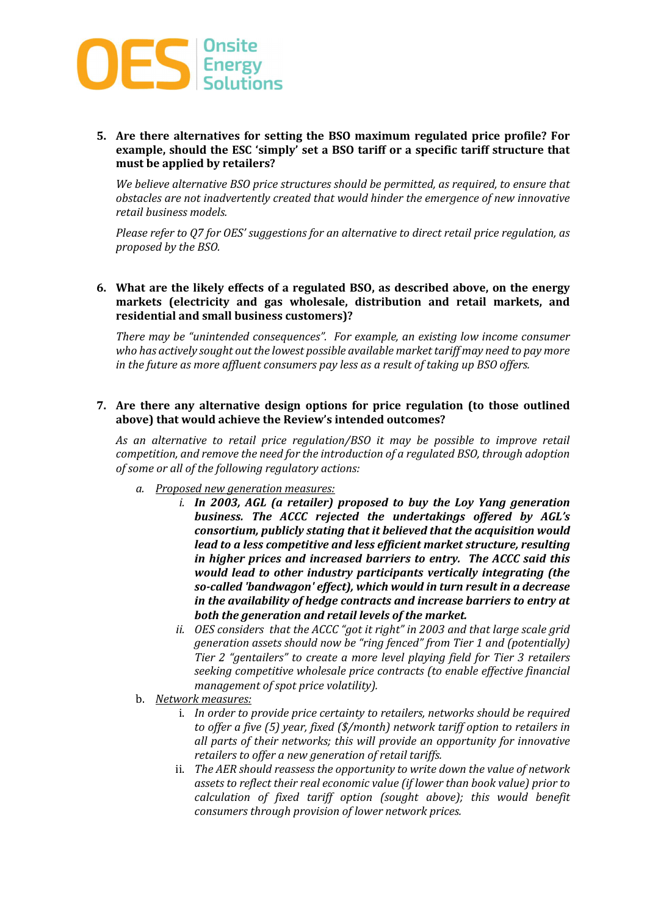5. **Are there alternatives for setting the BSO maximum regulated price profile? For example, should the ESC 'simply' set a BSO tariff or a specific tariff structure that must be applied by retailers?**

   *We believe alternative BSO price structures should be permitted, as required, to ensure that obstacles are not inadvertently created that would hinder the emergence of new innovative retail business models.*

   *Please refer to Q7 for OES' suggestions for an alternative to direct retail price regulation, as proposed by the BSO.*

6. **What are the likely effects of a regulated BSO, as described above, on the energy markets (electricity and gas wholesale, distribution and retail markets, and residential and small business customers)?**

   *There may be "unintended consequences". For example, an existing low income consumer who has actively sought out the lowest possible available market tariff may need to pay more in the future as more affluent consumers pay less as a result of taking up BSO offers.*

7. **Are there any alternative design options for price regulation (to those outlined above) that would achieve the Review's intended outcomes?**

   *As an alternative to retail price regulation/BSO it may be possible to improve retail competition, and remove the need for the introduction of a regulated BSO, through adoption of some or all of the following regulatory actions:*

   a. *Proposed new generation measures:*
      i. ***In 2003, AGL (a retailer) proposed to buy the Loy Yang generation business. The ACCC rejected the undertakings offered by AGL's consortium, publicly stating that it believed that the acquisition would lead to a less competitive and less efficient market structure, resulting in higher prices and increased barriers to entry. The ACCC said this would lead to other industry participants vertically integrating (the so-called 'bandwagon' effect), which would in turn result in a decrease in the availability of hedge contracts and increase barriers to entry at both the generation and retail levels of the market.***
      ii. *OES considers that the ACCC "got it right" in 2003 and that large scale grid generation assets should now be "ring fenced" from Tier 1 and (potentially) Tier 2 "gentailers" to create a more level playing field for Tier 3 retailers seeking competitive wholesale price contracts (to enable effective financial management of spot price volatility).*

   b. *Network measures:*
      i. *In order to provide price certainty to retailers, networks should be required to offer a five (5) year, fixed ($/month) network tariff option to retailers in all parts of their networks; this will provide an opportunity for innovative retailers to offer a new generation of retail tariffs.*
      ii. *The AER should reassess the opportunity to write down the value of network assets to reflect their real economic value (if lower than book value) prior to calculation of fixed tariff option (sought above); this would benefit consumers through provision of lower network prices.*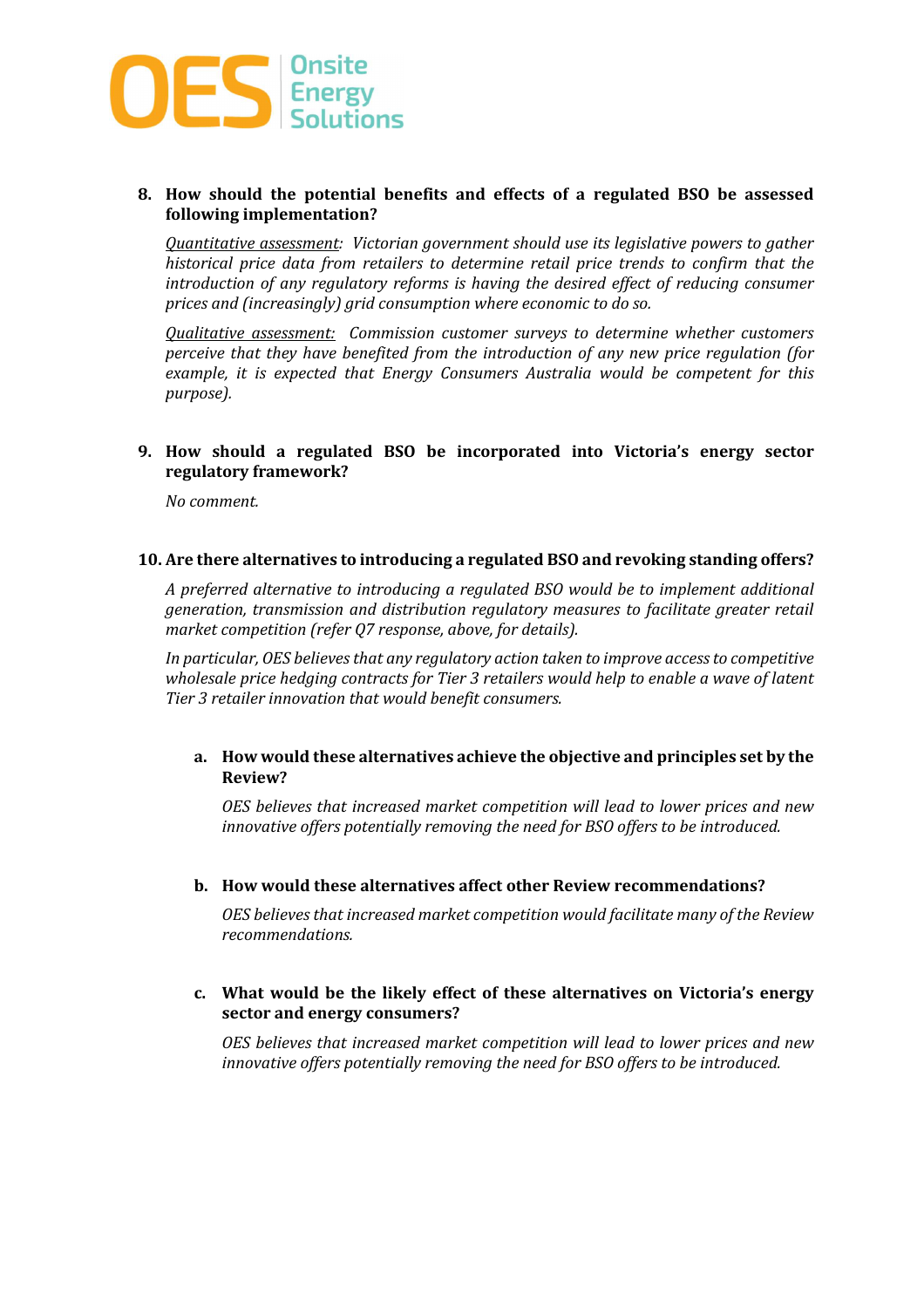8. **How should the potential benefits and effects of a regulated BSO be assessed following implementation?**

   *Quantitative assessment: Victorian government should use its legislative powers to gather historical price data from retailers to determine retail price trends to confirm that the introduction of any regulatory reforms is having the desired effect of reducing consumer prices and (increasingly) grid consumption where economic to do so.*

   *Qualitative assessment: Commission customer surveys to determine whether customers perceive that they have benefited from the introduction of any new price regulation (for example, it is expected that Energy Consumers Australia would be competent for this purpose).*

9. **How should a regulated BSO be incorporated into Victoria's energy sector regulatory framework?**

   *No comment.*

10. **Are there alternatives to introducing a regulated BSO and revoking standing offers?**

    *A preferred alternative to introducing a regulated BSO would be to implement additional generation, transmission and distribution regulatory measures to facilitate greater retail market competition (refer Q7 response, above, for details).*

    *In particular, OES believes that any regulatory action taken to improve access to competitive wholesale price hedging contracts for Tier 3 retailers would help to enable a wave of latent Tier 3 retailer innovation that would benefit consumers.*

    a. **How would these alternatives achieve the objective and principles set by the Review?**

       *OES believes that increased market competition will lead to lower prices and new innovative offers potentially removing the need for BSO offers to be introduced.*

    b. **How would these alternatives affect other Review recommendations?**

       *OES believes that increased market competition would facilitate many of the Review recommendations.*

    c. **What would be the likely effect of these alternatives on Victoria's energy sector and energy consumers?**

       *OES believes that increased market competition will lead to lower prices and new innovative offers potentially removing the need for BSO offers to be introduced.*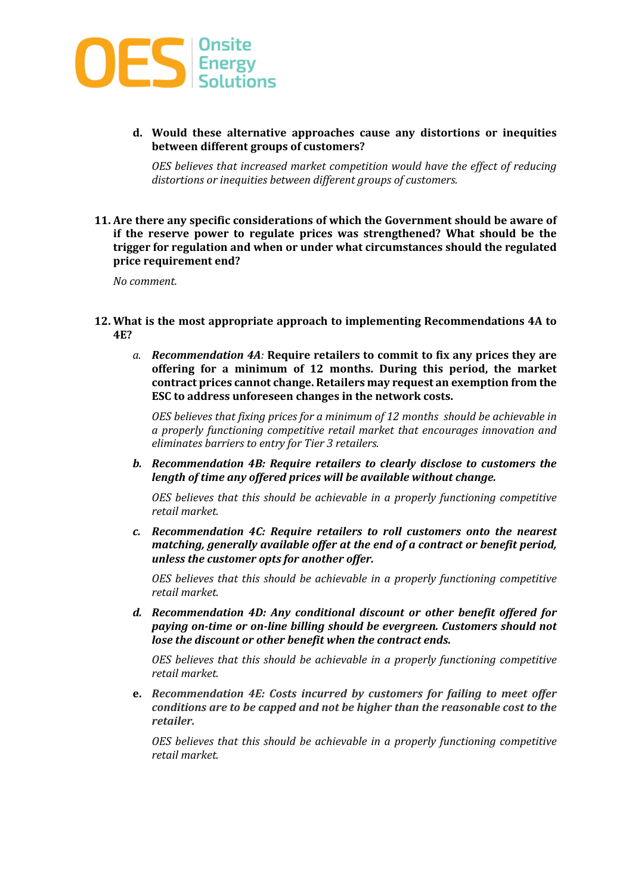d. **Would these alternative approaches cause any distortions or inequities between different groups of customers?**

   *OES believes that increased market competition would have the effect of reducing distortions or inequities between different groups of customers.*

11. **Are there any specific considerations of which the Government should be aware of if the reserve power to regulate prices was strengthened? What should be the trigger for regulation and when or under what circumstances should the regulated price requirement end?**

    *No comment.*

12. **What is the most appropriate approach to implementing Recommendations 4A to 4E?**

    a. ***Recommendation 4A:*** **Require retailers to commit to fix any prices they are offering for a minimum of 12 months. During this period, the market contract prices cannot change. Retailers may request an exemption from the ESC to address unforeseen changes in the network costs.**

       *OES believes that fixing prices for a minimum of 12 months should be achievable in a properly functioning competitive retail market that encourages innovation and eliminates barriers to entry for Tier 3 retailers.*

    b. ***Recommendation 4B: Require retailers to clearly disclose to customers the length of time any offered prices will be available without change.***

       *OES believes that this should be achievable in a properly functioning competitive retail market.*

    c. ***Recommendation 4C: Require retailers to roll customers onto the nearest matching, generally available offer at the end of a contract or benefit period, unless the customer opts for another offer.***

       *OES believes that this should be achievable in a properly functioning competitive retail market.*

    d. ***Recommendation 4D: Any conditional discount or other benefit offered for paying on-time or on-line billing should be evergreen. Customers should not lose the discount or other benefit when the contract ends.***

       *OES believes that this should be achievable in a properly functioning competitive retail market.*

    e. ***Recommendation 4E: Costs incurred by customers for failing to meet offer conditions are to be capped and not be higher than the reasonable cost to the retailer.***

       *OES believes that this should be achievable in a properly functioning competitive retail market.*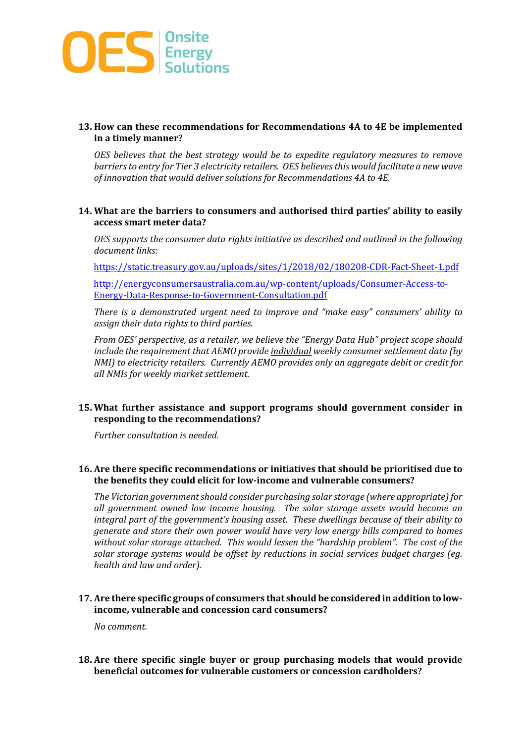**13. How can these recommendations for Recommendations 4A to 4E be implemented in a timely manner?**

*OES believes that the best strategy would be to expedite regulatory measures to remove barriers to entry for Tier 3 electricity retailers. OES believes this would facilitate a new wave of innovation that would deliver solutions for Recommendations 4A to 4E.*

**14. What are the barriers to consumers and authorised third parties' ability to easily access smart meter data?**

*OES supports the consumer data rights initiative as described and outlined in the following document links:*

https://static.treasury.gov.au/uploads/sites/1/2018/02/180208-CDR-Fact-Sheet-1.pdf

http://energyconsumersaustralia.com.au/wp-content/uploads/Consumer-Access-to-Energy-Data-Response-to-Government-Consultation.pdf

*There is a demonstrated urgent need to improve and "make easy" consumers' ability to assign their data rights to third parties.*

*From OES' perspective, as a retailer, we believe the "Energy Data Hub" project scope should include the requirement that AEMO provide individual weekly consumer settlement data (by NMI) to electricity retailers. Currently AEMO provides only an aggregate debit or credit for all NMIs for weekly market settlement.*

**15. What further assistance and support programs should government consider in responding to the recommendations?**

*Further consultation is needed.*

**16. Are there specific recommendations or initiatives that should be prioritised due to the benefits they could elicit for low-income and vulnerable consumers?**

*The Victorian government should consider purchasing solar storage (where appropriate) for all government owned low income housing. The solar storage assets would become an integral part of the government's housing asset. These dwellings because of their ability to generate and store their own power would have very low energy bills compared to homes without solar storage attached. This would lessen the "hardship problem". The cost of the solar storage systems would be offset by reductions in social services budget charges (eg. health and law and order).*

**17. Are there specific groups of consumers that should be considered in addition to low-income, vulnerable and concession card consumers?**

*No comment.*

**18. Are there specific single buyer or group purchasing models that would provide beneficial outcomes for vulnerable customers or concession cardholders?**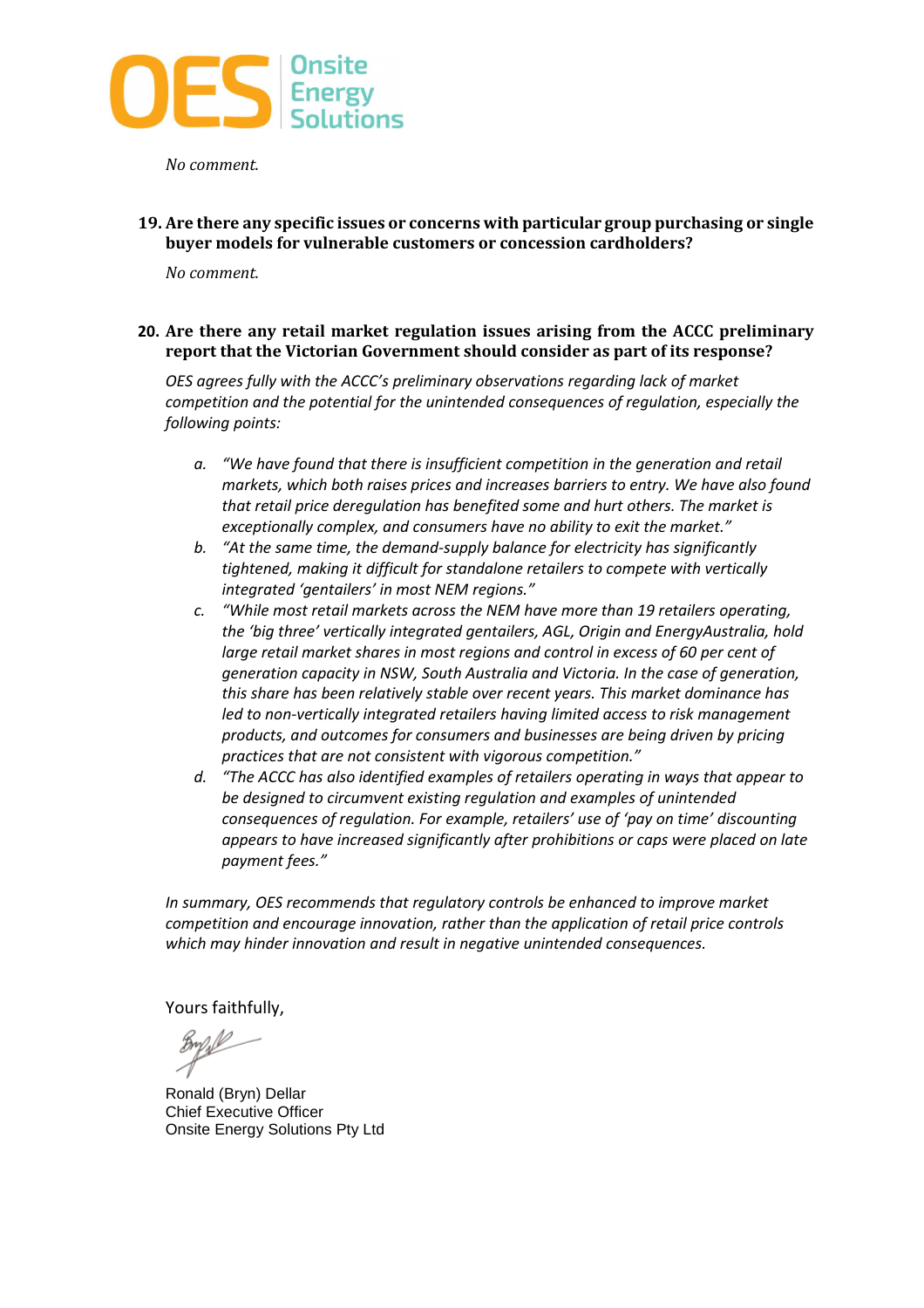*No comment.*

**19. Are there any specific issues or concerns with particular group purchasing or single buyer models for vulnerable customers or concession cardholders?**

*No comment.*

**20. Are there any retail market regulation issues arising from the ACCC preliminary report that the Victorian Government should consider as part of its response?**

*OES agrees fully with the ACCC's preliminary observations regarding lack of market competition and the potential for the unintended consequences of regulation, especially the following points:*

a. *"We have found that there is insufficient competition in the generation and retail markets, which both raises prices and increases barriers to entry. We have also found that retail price deregulation has benefited some and hurt others. The market is exceptionally complex, and consumers have no ability to exit the market."*
b. *"At the same time, the demand-supply balance for electricity has significantly tightened, making it difficult for standalone retailers to compete with vertically integrated 'gentailers' in most NEM regions."*
c. *"While most retail markets across the NEM have more than 19 retailers operating, the 'big three' vertically integrated gentailers, AGL, Origin and EnergyAustralia, hold large retail market shares in most regions and control in excess of 60 per cent of generation capacity in NSW, South Australia and Victoria. In the case of generation, this share has been relatively stable over recent years. This market dominance has led to non-vertically integrated retailers having limited access to risk management products, and outcomes for consumers and businesses are being driven by pricing practices that are not consistent with vigorous competition."*
d. *"The ACCC has also identified examples of retailers operating in ways that appear to be designed to circumvent existing regulation and examples of unintended consequences of regulation. For example, retailers' use of 'pay on time' discounting appears to have increased significantly after prohibitions or caps were placed on late payment fees."*

*In summary, OES recommends that regulatory controls be enhanced to improve market competition and encourage innovation, rather than the application of retail price controls which may hinder innovation and result in negative unintended consequences.*

Yours faithfully,

Ronald (Bryn) Dellar
Chief Executive Officer
Onsite Energy Solutions Pty Ltd